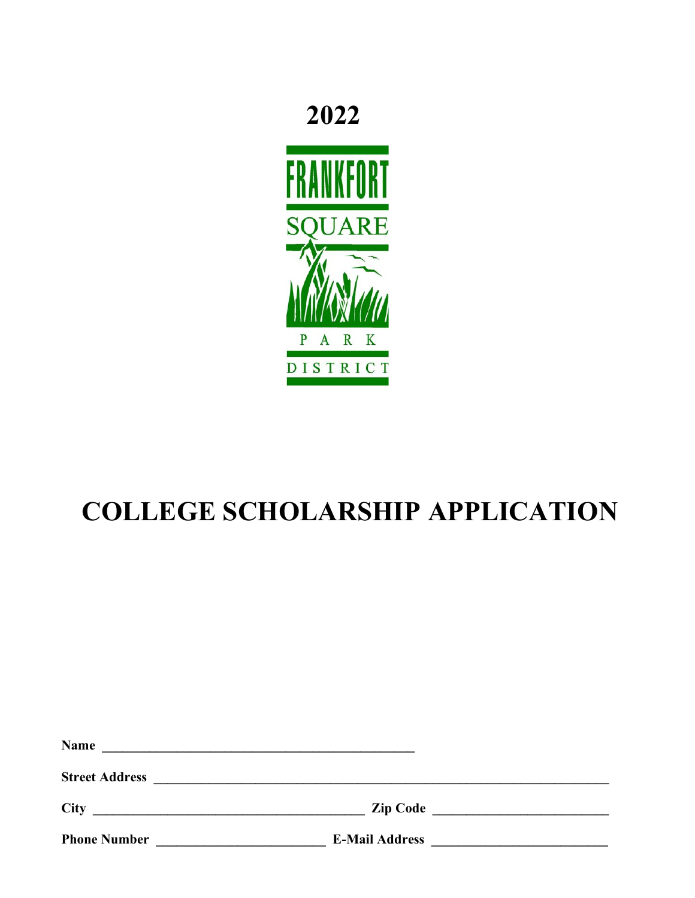# 2022

FRANKFORT SQUARE PARK DISTRICT

# COLLEGE SCHOLARSHIP APPLICATION

**Name** _______________________________________________

**Street Address** _______________________________________________________________________

**City** _________________________________________ **Zip Code** __________________________

**Phone Number** _________________________ **E-Mail Address** __________________________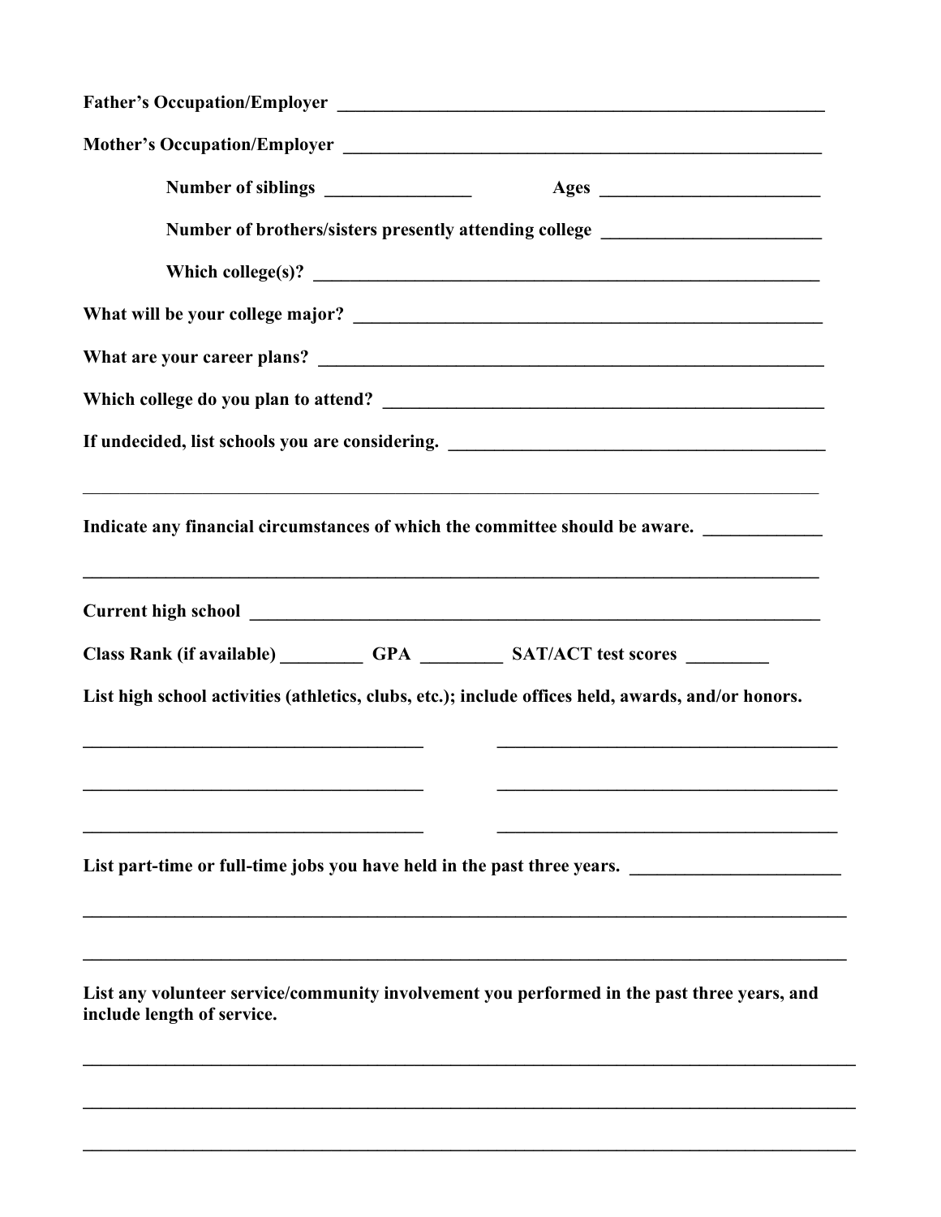**Father's Occupation/Employer** ______________________________________________________

**Mother's Occupation/Employer** ______________________________________________________

**Number of siblings** ________________ **Ages** ________________________

**Number of brothers/sisters presently attending college** ________________________

**Which college(s)?** ________________________________________________________

**What will be your college major?** ________________________________________________

**What are your career plans?** ____________________________________________________

**Which college do you plan to attend?** ____________________________________________

**If undecided, list schools you are considering.** ________________________________________

______________________________________________________________________________

**Indicate any financial circumstances of which the committee should be aware.** _____________

______________________________________________________________________________

**Current high school** _____________________________________________________________

**Class Rank (if available)** _________ **GPA** _________ **SAT/ACT test scores** _________

**List high school activities (athletics, clubs, etc.); include offices held, awards, and/or honors.**

_____________________________________ _____________________________________

_____________________________________ _____________________________________

_____________________________________ _____________________________________

**List part-time or full-time jobs you have held in the past three years.** ______________________

______________________________________________________________________________

______________________________________________________________________________

**List any volunteer service/community involvement you performed in the past three years, and include length of service.**

______________________________________________________________________________

______________________________________________________________________________

______________________________________________________________________________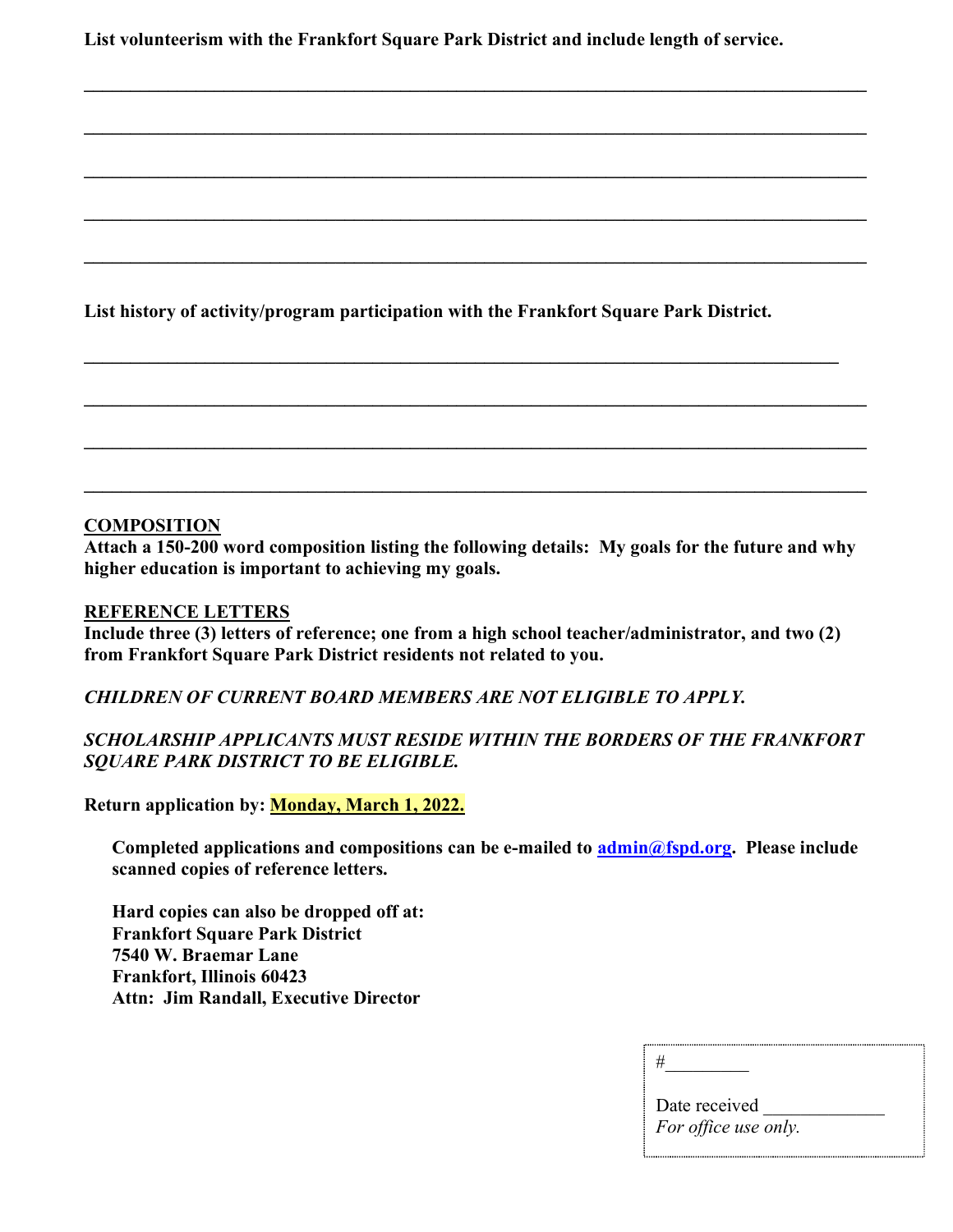**List volunteerism with the Frankfort Square Park District and include length of service.**

_______________________________________________________________________________

_______________________________________________________________________________

_______________________________________________________________________________

_______________________________________________________________________________

_______________________________________________________________________________

**List history of activity/program participation with the Frankfort Square Park District.**

_____________________________________________________________________________

_______________________________________________________________________________

_______________________________________________________________________________

_______________________________________________________________________________

**COMPOSITION**
**Attach a 150-200 word composition listing the following details: My goals for the future and why higher education is important to achieving my goals.**

**REFERENCE LETTERS**
**Include three (3) letters of reference; one from a high school teacher/administrator, and two (2) from Frankfort Square Park District residents not related to you.**

***CHILDREN OF CURRENT BOARD MEMBERS ARE NOT ELIGIBLE TO APPLY.***

***SCHOLARSHIP APPLICANTS MUST RESIDE WITHIN THE BORDERS OF THE FRANKFORT SQUARE PARK DISTRICT TO BE ELIGIBLE.***

**Return application by: Monday, March 1, 2022.**

**Completed applications and compositions can be e-mailed to admin@fspd.org. Please include scanned copies of reference letters.**

**Hard copies can also be dropped off at:**
**Frankfort Square Park District**
**7540 W. Braemar Lane**
**Frankfort, Illinois 60423**
**Attn: Jim Randall, Executive Director**

#_________

Date received _____________
*For office use only.*